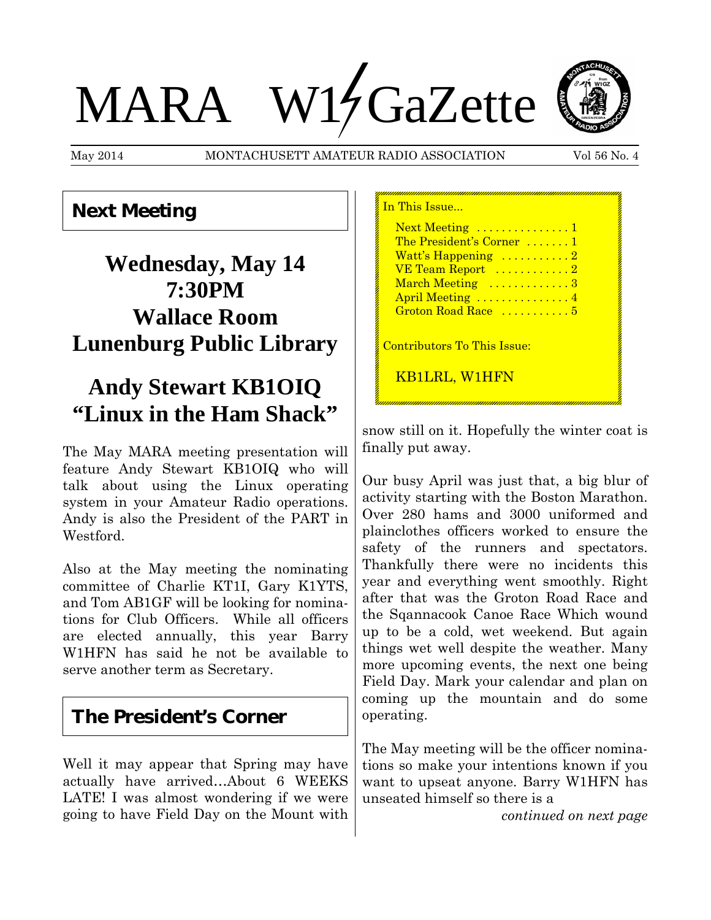# MARA W1GaZette

May 2014 MONTACHUSETT AMATEUR RADIO ASSOCIATION Vol 56 No. 4

## Next Meeting

**Wednesday, May 14**
**7:30PM**
**Wallace Room**
**Lunenburg Public Library**

**Andy Stewart KB1OIQ**
**"Linux in the Ham Shack"**

The May MARA meeting presentation will feature Andy Stewart KB1OIQ who will talk about using the Linux operating system in your Amateur Radio operations. Andy is also the President of the PART in Westford.

Also at the May meeting the nominating committee of Charlie KT1I, Gary K1YTS, and Tom AB1GF will be looking for nominations for Club Officers. While all officers are elected annually, this year Barry W1HFN has said he not be available to serve another term as Secretary.

## The President's Corner

Well it may appear that Spring may have actually have arrived…About 6 WEEKS LATE! I was almost wondering if we were going to have Field Day on the Mount with snow still on it. Hopefully the winter coat is finally put away.

Our busy April was just that, a big blur of activity starting with the Boston Marathon. Over 280 hams and 3000 uniformed and plainclothes officers worked to ensure the safety of the runners and spectators. Thankfully there were no incidents this year and everything went smoothly. Right after that was the Groton Road Race and the Sqannacook Canoe Race Which wound up to be a cold, wet weekend. But again things wet well despite the weather. Many more upcoming events, the next one being Field Day. Mark your calendar and plan on coming up the mountain and do some operating.

The May meeting will be the officer nominations so make your intentions known if you want to upseat anyone. Barry W1HFN has unseated himself so there is a

*continued on next page*

---

In This Issue...

- Next Meeting . . . . . . . . . . . . . . . 1
- The President's Corner . . . . . . . 1
- Watt's Happening . . . . . . . . . . . 2
- VE Team Report . . . . . . . . . . . . 2
- March Meeting . . . . . . . . . . . . . 3
- April Meeting . . . . . . . . . . . . . . . 4
- Groton Road Race . . . . . . . . . . . 5

Contributors To This Issue:

KB1LRL, W1HFN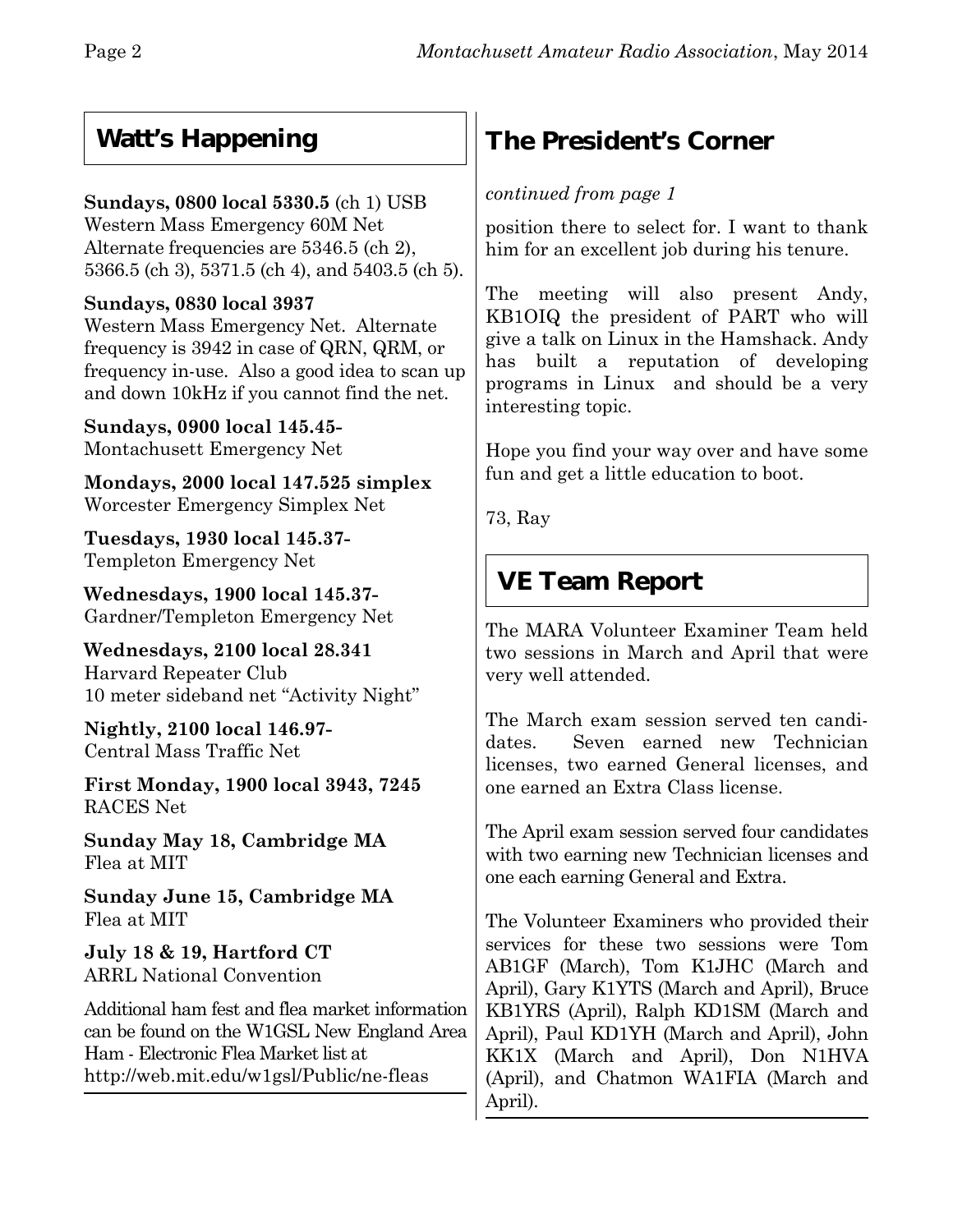## Watt's Happening

**Sundays, 0800 local 5330.5** (ch 1) USB
Western Mass Emergency 60M Net
Alternate frequencies are 5346.5 (ch 2), 5366.5 (ch 3), 5371.5 (ch 4), and 5403.5 (ch 5).

**Sundays, 0830 local 3937**
Western Mass Emergency Net. Alternate frequency is 3942 in case of QRN, QRM, or frequency in-use. Also a good idea to scan up and down 10kHz if you cannot find the net.

**Sundays, 0900 local 145.45-**
Montachusett Emergency Net

**Mondays, 2000 local 147.525 simplex**
Worcester Emergency Simplex Net

**Tuesdays, 1930 local 145.37-**
Templeton Emergency Net

**Wednesdays, 1900 local 145.37-**
Gardner/Templeton Emergency Net

**Wednesdays, 2100 local 28.341**
Harvard Repeater Club
10 meter sideband net "Activity Night"

**Nightly, 2100 local 146.97-**
Central Mass Traffic Net

**First Monday, 1900 local 3943, 7245**
RACES Net

**Sunday May 18, Cambridge MA**
Flea at MIT

**Sunday June 15, Cambridge MA**
Flea at MIT

**July 18 & 19, Hartford CT**
ARRL National Convention

Additional ham fest and flea market information can be found on the W1GSL New England Area Ham - Electronic Flea Market list at http://web.mit.edu/w1gsl/Public/ne-fleas

## The President's Corner

*continued from page 1*

position there to select for. I want to thank him for an excellent job during his tenure.

The meeting will also present Andy, KB1OIQ the president of PART who will give a talk on Linux in the Hamshack. Andy has built a reputation of developing programs in Linux and should be a very interesting topic.

Hope you find your way over and have some fun and get a little education to boot.

73, Ray

## VE Team Report

The MARA Volunteer Examiner Team held two sessions in March and April that were very well attended.

The March exam session served ten candidates. Seven earned new Technician licenses, two earned General licenses, and one earned an Extra Class license.

The April exam session served four candidates with two earning new Technician licenses and one each earning General and Extra.

The Volunteer Examiners who provided their services for these two sessions were Tom AB1GF (March), Tom K1JHC (March and April), Gary K1YTS (March and April), Bruce KB1YRS (April), Ralph KD1SM (March and April), Paul KD1YH (March and April), John KK1X (March and April), Don N1HVA (April), and Chatmon WA1FIA (March and April).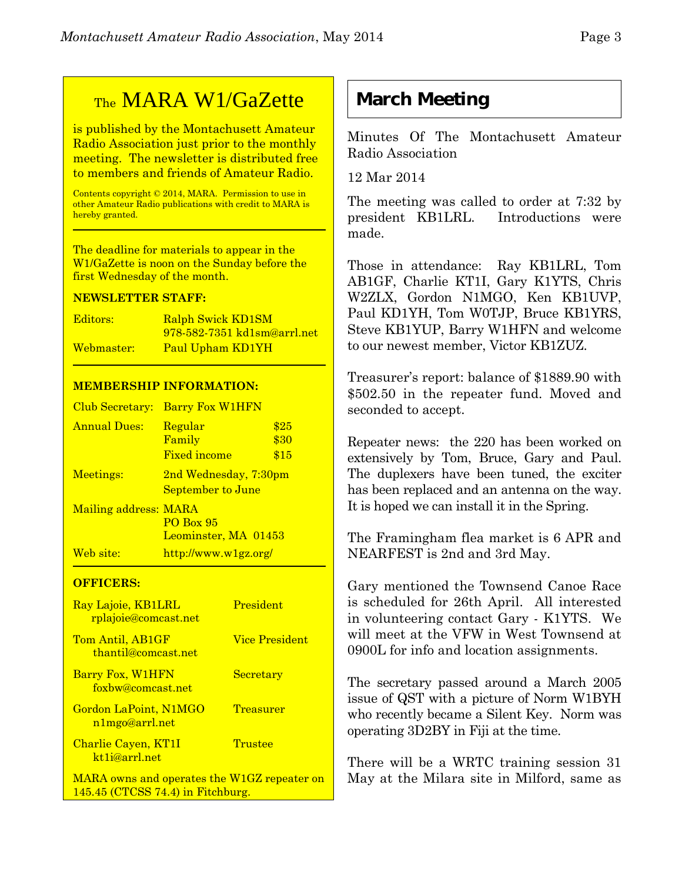## The MARA W1/GaZette

is published by the Montachusett Amateur Radio Association just prior to the monthly meeting. The newsletter is distributed free to members and friends of Amateur Radio.

Contents copyright © 2014, MARA. Permission to use in other Amateur Radio publications with credit to MARA is hereby granted.

The deadline for materials to appear in the W1/GaZette is noon on the Sunday before the first Wednesday of the month.

**NEWSLETTER STAFF:**

| | |
|---|---|
| Editors: | Ralph Swick KD1SM<br>978-582-7351 kd1sm@arrl.net |
| Webmaster: | Paul Upham KD1YH |

**MEMBERSHIP INFORMATION:**

| | | |
|---|---|---|
| Club Secretary: | Barry Fox W1HFN | |
| Annual Dues: | Regular | $25 |
| | Family | $30 |
| | Fixed income | $15 |
| Meetings: | 2nd Wednesday, 7:30pm<br>September to June | |
| Mailing address: | MARA<br>PO Box 95<br>Leominster, MA 01453 | |
| Web site: | http://www.w1gz.org/ | |

**OFFICERS:**

| | |
|---|---|
| Ray Lajoie, KB1LRL<br>rplajoie@comcast.net | President |
| Tom Antil, AB1GF<br>thantil@comcast.net | Vice President |
| Barry Fox, W1HFN<br>foxbw@comcast.net | Secretary |
| Gordon LaPoint, N1MGO<br>n1mgo@arrl.net | Treasurer |
| Charlie Cayen, KT1I<br>kt1i@arrl.net | Trustee |

MARA owns and operates the W1GZ repeater on 145.45 (CTCSS 74.4) in Fitchburg.

## March Meeting

Minutes Of The Montachusett Amateur Radio Association

12 Mar 2014

The meeting was called to order at 7:32 by president KB1LRL. Introductions were made.

Those in attendance: Ray KB1LRL, Tom AB1GF, Charlie KT1I, Gary K1YTS, Chris W2ZLX, Gordon N1MGO, Ken KB1UVP, Paul KD1YH, Tom W0TJP, Bruce KB1YRS, Steve KB1YUP, Barry W1HFN and welcome to our newest member, Victor KB1ZUZ.

Treasurer's report: balance of $1889.90 with $502.50 in the repeater fund. Moved and seconded to accept.

Repeater news: the 220 has been worked on extensively by Tom, Bruce, Gary and Paul. The duplexers have been tuned, the exciter has been replaced and an antenna on the way. It is hoped we can install it in the Spring.

The Framingham flea market is 6 APR and NEARFEST is 2nd and 3rd May.

Gary mentioned the Townsend Canoe Race is scheduled for 26th April. All interested in volunteering contact Gary - K1YTS. We will meet at the VFW in West Townsend at 0900L for info and location assignments.

The secretary passed around a March 2005 issue of QST with a picture of Norm W1BYH who recently became a Silent Key. Norm was operating 3D2BY in Fiji at the time.

There will be a WRTC training session 31 May at the Milara site in Milford, same as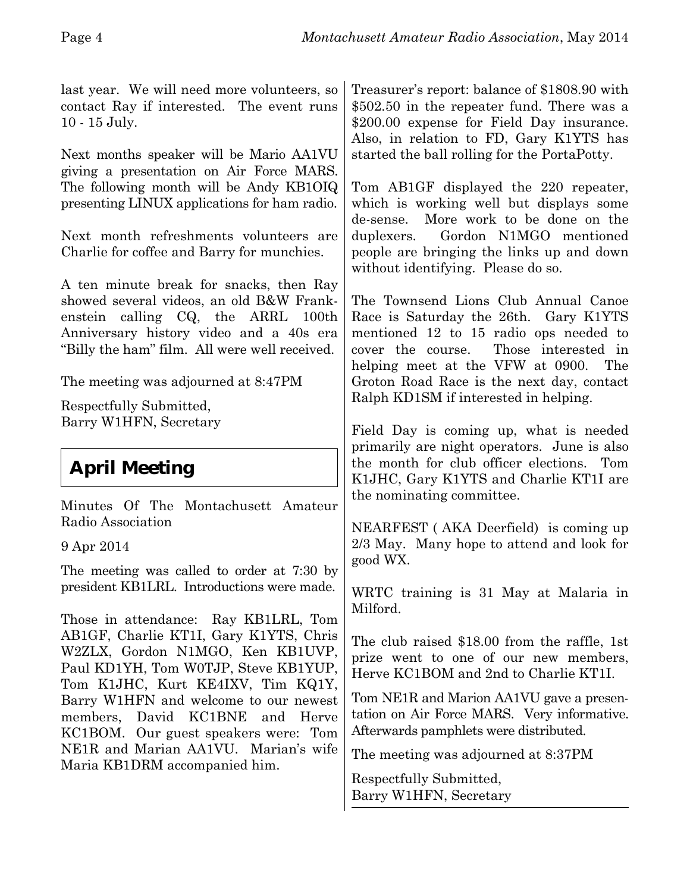last year. We will need more volunteers, so contact Ray if interested. The event runs 10 - 15 July.

Next months speaker will be Mario AA1VU giving a presentation on Air Force MARS. The following month will be Andy KB1OIQ presenting LINUX applications for ham radio.

Next month refreshments volunteers are Charlie for coffee and Barry for munchies.

A ten minute break for snacks, then Ray showed several videos, an old B&W Frankenstein calling CQ, the ARRL 100th Anniversary history video and a 40s era "Billy the ham" film. All were well received.

The meeting was adjourned at 8:47PM

Respectfully Submitted,
Barry W1HFN, Secretary

## April Meeting

Minutes Of The Montachusett Amateur Radio Association

9 Apr 2014

The meeting was called to order at 7:30 by president KB1LRL. Introductions were made.

Those in attendance: Ray KB1LRL, Tom AB1GF, Charlie KT1I, Gary K1YTS, Chris W2ZLX, Gordon N1MGO, Ken KB1UVP, Paul KD1YH, Tom W0TJP, Steve KB1YUP, Tom K1JHC, Kurt KE4IXV, Tim KQ1Y, Barry W1HFN and welcome to our newest members, David KC1BNE and Herve KC1BOM. Our guest speakers were: Tom NE1R and Marian AA1VU. Marian's wife Maria KB1DRM accompanied him.

Treasurer's report: balance of $1808.90 with $502.50 in the repeater fund. There was a $200.00 expense for Field Day insurance. Also, in relation to FD, Gary K1YTS has started the ball rolling for the PortaPotty.

Tom AB1GF displayed the 220 repeater, which is working well but displays some de-sense. More work to be done on the duplexers. Gordon N1MGO mentioned people are bringing the links up and down without identifying. Please do so.

The Townsend Lions Club Annual Canoe Race is Saturday the 26th. Gary K1YTS mentioned 12 to 15 radio ops needed to cover the course. Those interested in helping meet at the VFW at 0900. The Groton Road Race is the next day, contact Ralph KD1SM if interested in helping.

Field Day is coming up, what is needed primarily are night operators. June is also the month for club officer elections. Tom K1JHC, Gary K1YTS and Charlie KT1I are the nominating committee.

NEARFEST ( AKA Deerfield) is coming up 2/3 May. Many hope to attend and look for good WX.

WRTC training is 31 May at Malaria in Milford.

The club raised $18.00 from the raffle, 1st prize went to one of our new members, Herve KC1BOM and 2nd to Charlie KT1I.

Tom NE1R and Marion AA1VU gave a presentation on Air Force MARS. Very informative. Afterwards pamphlets were distributed.

The meeting was adjourned at 8:37PM

Respectfully Submitted,
Barry W1HFN, Secretary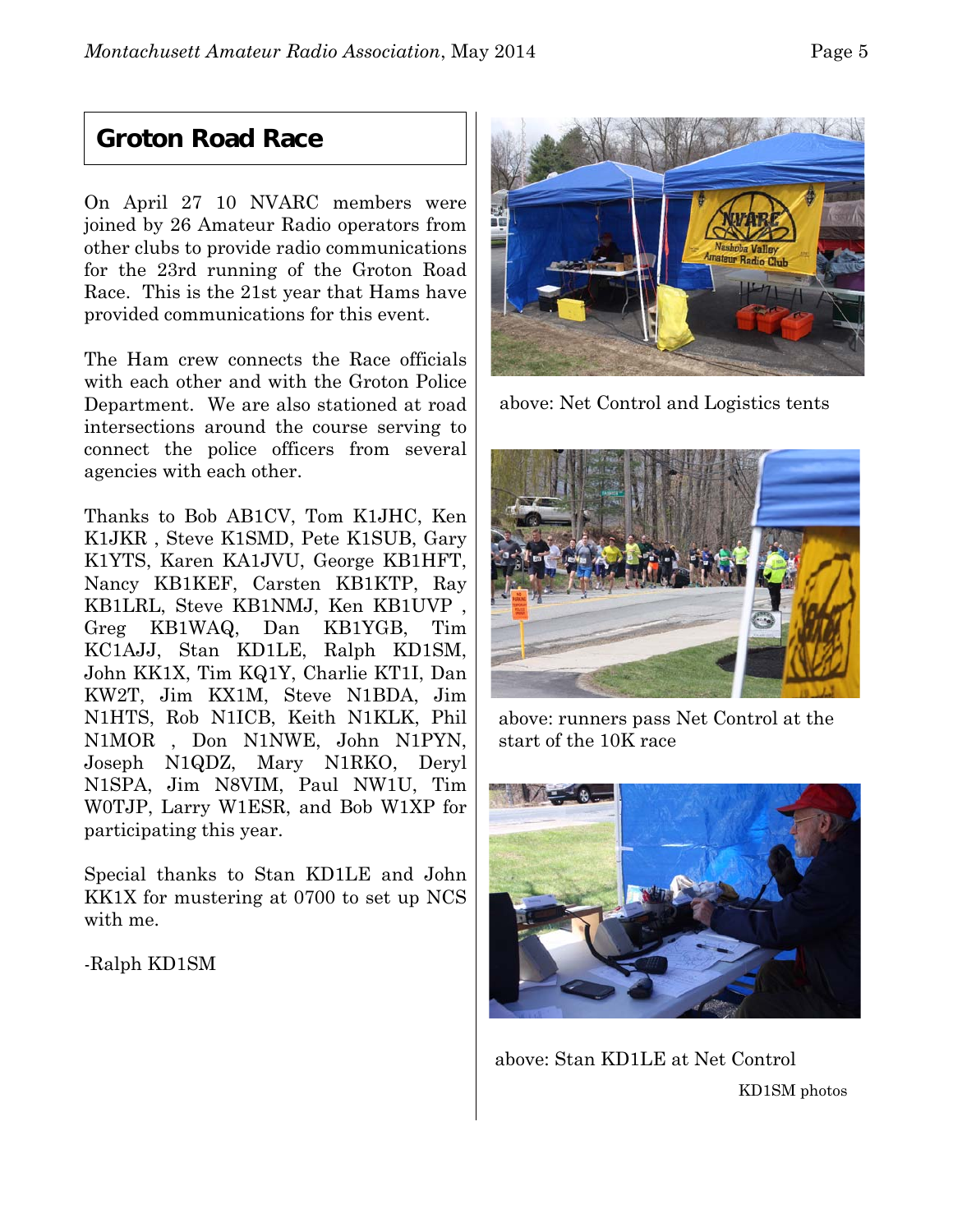## Groton Road Race

On April 27 10 NVARC members were joined by 26 Amateur Radio operators from other clubs to provide radio communications for the 23rd running of the Groton Road Race. This is the 21st year that Hams have provided communications for this event.

The Ham crew connects the Race officials with each other and with the Groton Police Department. We are also stationed at road intersections around the course serving to connect the police officers from several agencies with each other.

Thanks to Bob AB1CV, Tom K1JHC, Ken K1JKR , Steve K1SMD, Pete K1SUB, Gary K1YTS, Karen KA1JVU, George KB1HFT, Nancy KB1KEF, Carsten KB1KTP, Ray KB1LRL, Steve KB1NMJ, Ken KB1UVP , Greg KB1WAQ, Dan KB1YGB, Tim KC1AJJ, Stan KD1LE, Ralph KD1SM, John KK1X, Tim KQ1Y, Charlie KT1I, Dan KW2T, Jim KX1M, Steve N1BDA, Jim N1HTS, Rob N1ICB, Keith N1KLK, Phil N1MOR , Don N1NWE, John N1PYN, Joseph N1QDZ, Mary N1RKO, Deryl N1SPA, Jim N8VIM, Paul NW1U, Tim W0TJP, Larry W1ESR, and Bob W1XP for participating this year.

Special thanks to Stan KD1LE and John KK1X for mustering at 0700 to set up NCS with me.

-Ralph KD1SM

above: Net Control and Logistics tents

above: runners pass Net Control at the start of the 10K race

above: Stan KD1LE at Net Control

KD1SM photos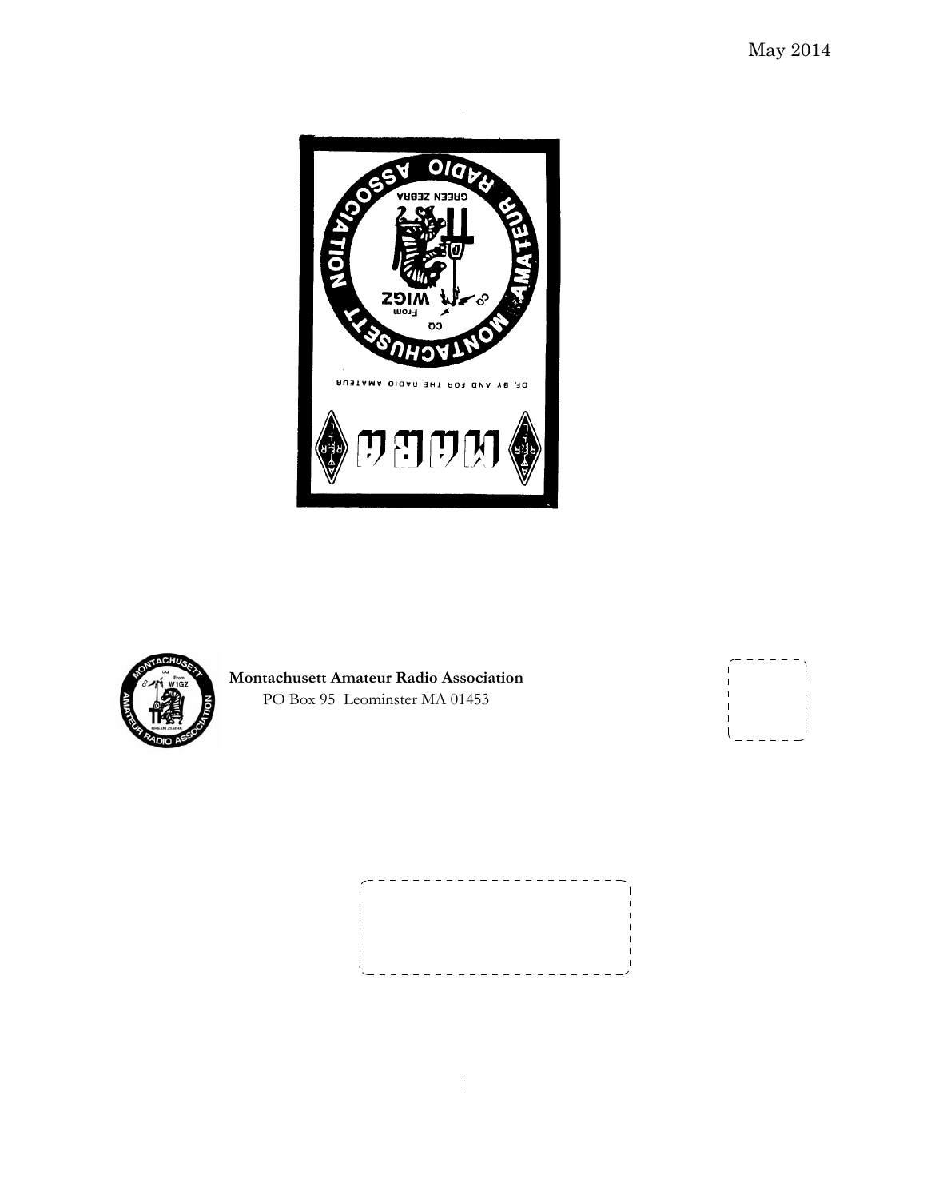May 2014

**Montachusett Amateur Radio Association**

PO Box 95 Leominster MA 01453